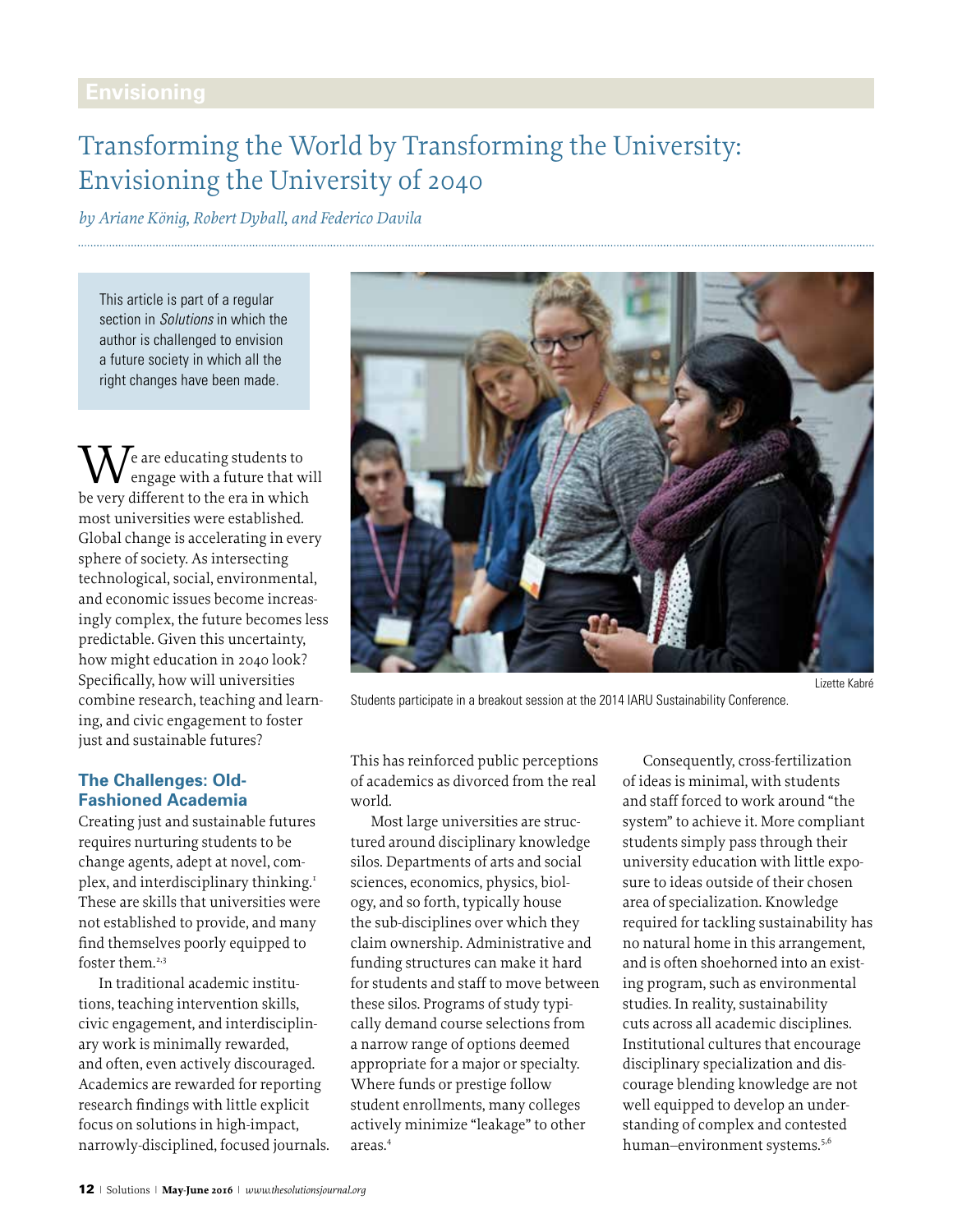Envisioning

# Transforming the World by Transforming the University: Envisioning the University of 2040

*by Ariane König, Robert Dyball, and Federico Davila*

This article is part of a regular section in *Solutions* in which the author is challenged to envision a future society in which all the right changes have been made.

Students participate in a breakout session at the 2014 IARU Sustainability Conference.

Lizette Kabré

We are educating students to engage with a future that will be very different to the era in which most universities were established. Global change is accelerating in every sphere of society. As intersecting technological, social, environmental, and economic issues become increasingly complex, the future becomes less predictable. Given this uncertainty, how might education in 2040 look? Specifically, how will universities combine research, teaching and learning, and civic engagement to foster just and sustainable futures?

## The Challenges: Old-Fashioned Academia

Creating just and sustainable futures requires nurturing students to be change agents, adept at novel, complex, and interdisciplinary thinking.[1] These are skills that universities were not established to provide, and many find themselves poorly equipped to foster them.[2,3]

In traditional academic institutions, teaching intervention skills, civic engagement, and interdisciplinary work is minimally rewarded, and often, even actively discouraged. Academics are rewarded for reporting research findings with little explicit focus on solutions in high-impact, narrowly-disciplined, focused journals. This has reinforced public perceptions of academics as divorced from the real world.

Most large universities are structured around disciplinary knowledge silos. Departments of arts and social sciences, economics, physics, biology, and so forth, typically house the sub-disciplines over which they claim ownership. Administrative and funding structures can make it hard for students and staff to move between these silos. Programs of study typically demand course selections from a narrow range of options deemed appropriate for a major or specialty. Where funds or prestige follow student enrollments, many colleges actively minimize "leakage" to other areas.[4]

Consequently, cross-fertilization of ideas is minimal, with students and staff forced to work around "the system" to achieve it. More compliant students simply pass through their university education with little exposure to ideas outside of their chosen area of specialization. Knowledge required for tackling sustainability has no natural home in this arrangement, and is often shoehorned into an existing program, such as environmental studies. In reality, sustainability cuts across all academic disciplines. Institutional cultures that encourage disciplinary specialization and discourage blending knowledge are not well equipped to develop an understanding of complex and contested human–environment systems.[5,6]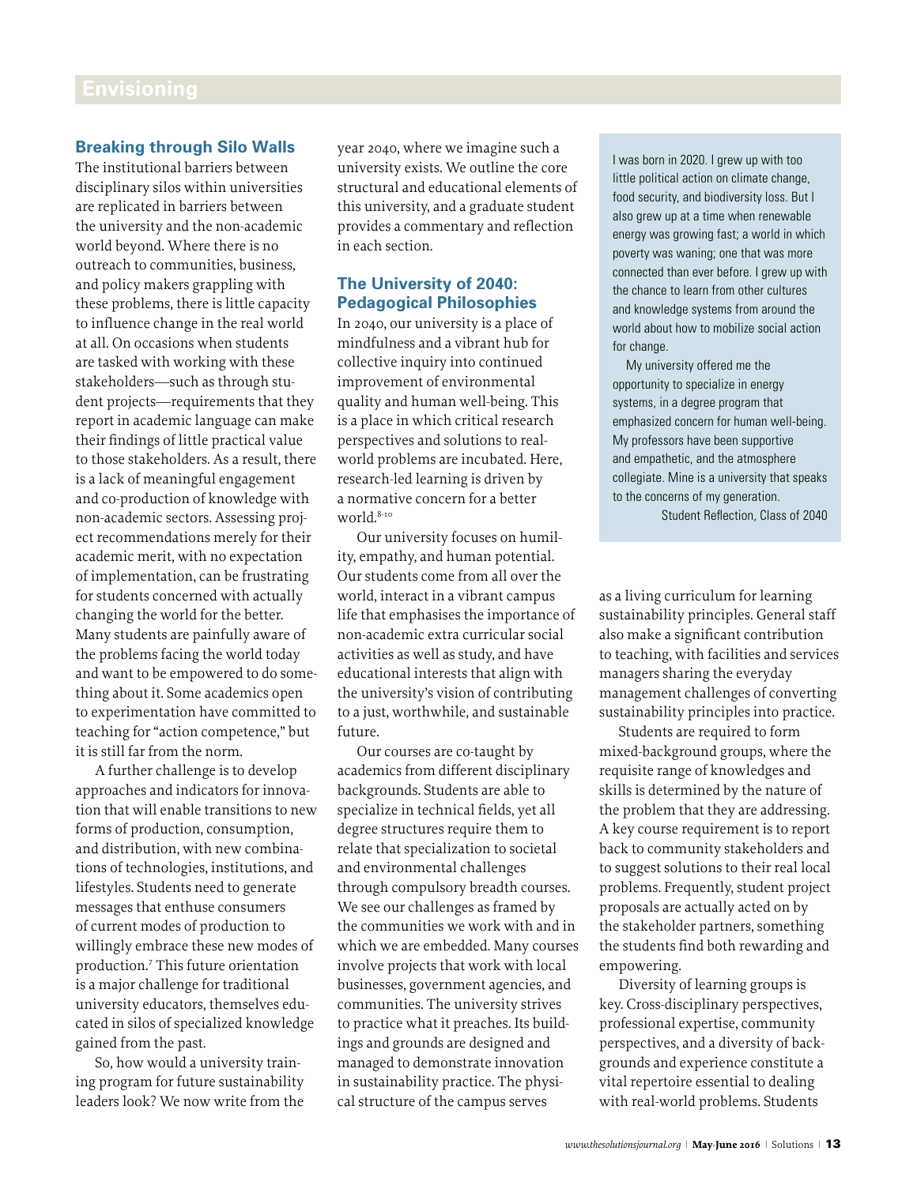## Breaking through Silo Walls

The institutional barriers between disciplinary silos within universities are replicated in barriers between the university and the non-academic world beyond. Where there is no outreach to communities, business, and policy makers grappling with these problems, there is little capacity to influence change in the real world at all. On occasions when students are tasked with working with these stakeholders—such as through student projects—requirements that they report in academic language can make their findings of little practical value to those stakeholders. As a result, there is a lack of meaningful engagement and co-production of knowledge with non-academic sectors. Assessing project recommendations merely for their academic merit, with no expectation of implementation, can be frustrating for students concerned with actually changing the world for the better. Many students are painfully aware of the problems facing the world today and want to be empowered to do something about it. Some academics open to experimentation have committed to teaching for "action competence," but it is still far from the norm.

A further challenge is to develop approaches and indicators for innovation that will enable transitions to new forms of production, consumption, and distribution, with new combinations of technologies, institutions, and lifestyles. Students need to generate messages that enthuse consumers of current modes of production to willingly embrace these new modes of production.[7] This future orientation is a major challenge for traditional university educators, themselves educated in silos of specialized knowledge gained from the past.

So, how would a university training program for future sustainability leaders look? We now write from the year 2040, where we imagine such a university exists. We outline the core structural and educational elements of this university, and a graduate student provides a commentary and reflection in each section.

## The University of 2040: Pedagogical Philosophies

In 2040, our university is a place of mindfulness and a vibrant hub for collective inquiry into continued improvement of environmental quality and human well-being. This is a place in which critical research perspectives and solutions to real-world problems are incubated. Here, research-led learning is driven by a normative concern for a better world.[8-10]

Our university focuses on humility, empathy, and human potential. Our students come from all over the world, interact in a vibrant campus life that emphasises the importance of non-academic extra curricular social activities as well as study, and have educational interests that align with the university's vision of contributing to a just, worthwhile, and sustainable future.

Our courses are co-taught by academics from different disciplinary backgrounds. Students are able to specialize in technical fields, yet all degree structures require them to relate that specialization to societal and environmental challenges through compulsory breadth courses. We see our challenges as framed by the communities we work with and in which we are embedded. Many courses involve projects that work with local businesses, government agencies, and communities. The university strives to practice what it preaches. Its buildings and grounds are designed and managed to demonstrate innovation in sustainability practice. The physical structure of the campus serves as a living curriculum for learning sustainability principles. General staff also make a significant contribution to teaching, with facilities and services managers sharing the everyday management challenges of converting sustainability principles into practice.

Students are required to form mixed-background groups, where the requisite range of knowledges and skills is determined by the nature of the problem that they are addressing. A key course requirement is to report back to community stakeholders and to suggest solutions to their real local problems. Frequently, student project proposals are actually acted on by the stakeholder partners, something the students find both rewarding and empowering.

Diversity of learning groups is key. Cross-disciplinary perspectives, professional expertise, community perspectives, and a diversity of backgrounds and experience constitute a vital repertoire essential to dealing with real-world problems. Students

> I was born in 2020. I grew up with too little political action on climate change, food security, and biodiversity loss. But I also grew up at a time when renewable energy was growing fast; a world in which poverty was waning; one that was more connected than ever before. I grew up with the chance to learn from other cultures and knowledge systems from around the world about how to mobilize social action for change.
>
> My university offered me the opportunity to specialize in energy systems, in a degree program that emphasized concern for human well-being. My professors have been supportive and empathetic, and the atmosphere collegiate. Mine is a university that speaks to the concerns of my generation.
>
> Student Reflection, Class of 2040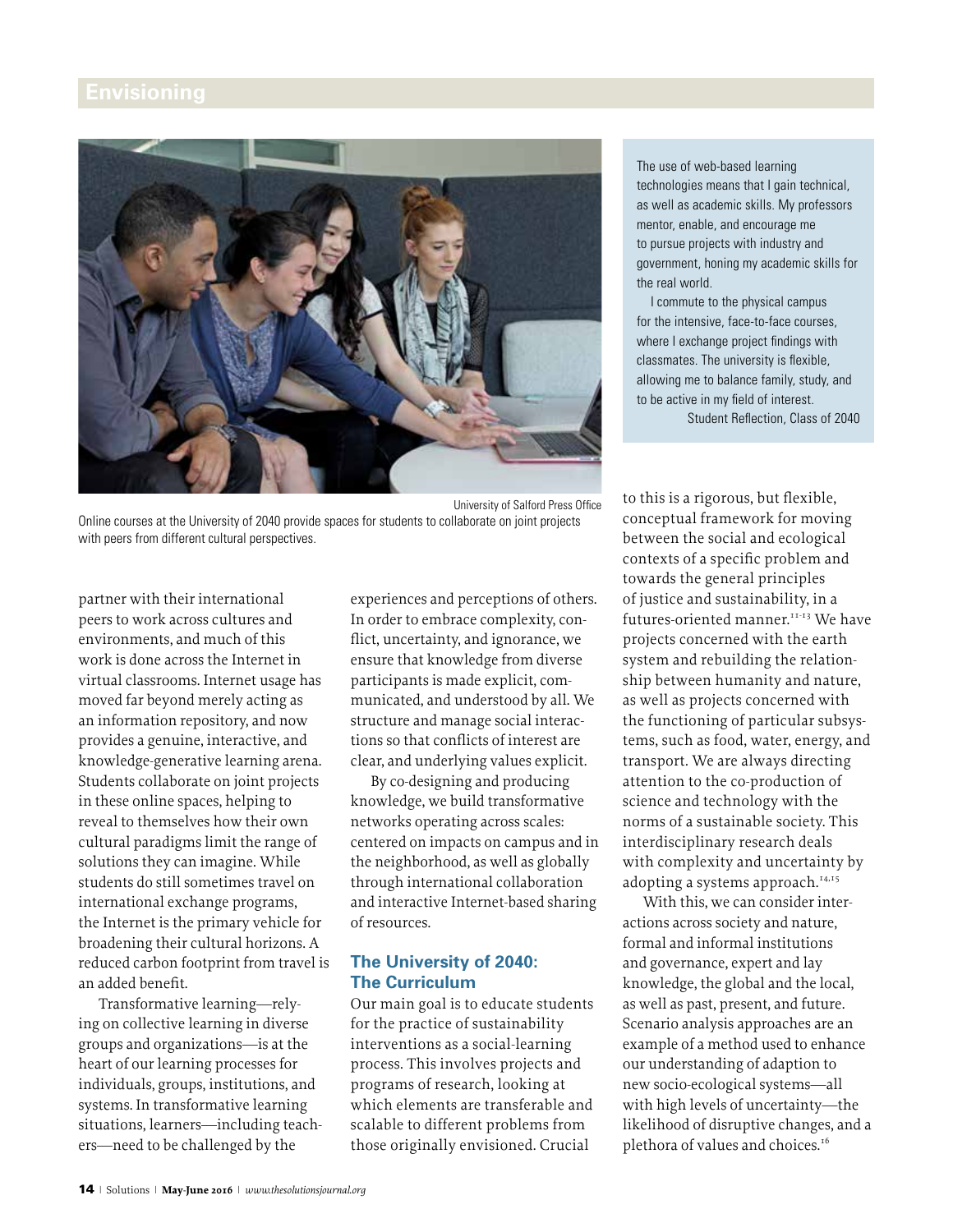The use of web-based learning technologies means that I gain technical, as well as academic skills. My professors mentor, enable, and encourage me to pursue projects with industry and government, honing my academic skills for the real world.

I commute to the physical campus for the intensive, face-to-face courses, where I exchange project findings with classmates. The university is flexible, allowing me to balance family, study, and to be active in my field of interest.

Student Reflection, Class of 2040

University of Salford Press Office

Online courses at the University of 2040 provide spaces for students to collaborate on joint projects with peers from different cultural perspectives.

partner with their international peers to work across cultures and environments, and much of this work is done across the Internet in virtual classrooms. Internet usage has moved far beyond merely acting as an information repository, and now provides a genuine, interactive, and knowledge-generative learning arena. Students collaborate on joint projects in these online spaces, helping to reveal to themselves how their own cultural paradigms limit the range of solutions they can imagine. While students do still sometimes travel on international exchange programs, the Internet is the primary vehicle for broadening their cultural horizons. A reduced carbon footprint from travel is an added benefit.

Transformative learning—relying on collective learning in diverse groups and organizations—is at the heart of our learning processes for individuals, groups, institutions, and systems. In transformative learning situations, learners—including teachers—need to be challenged by the experiences and perceptions of others. In order to embrace complexity, conflict, uncertainty, and ignorance, we ensure that knowledge from diverse participants is made explicit, communicated, and understood by all. We structure and manage social interactions so that conflicts of interest are clear, and underlying values explicit.

By co-designing and producing knowledge, we build transformative networks operating across scales: centered on impacts on campus and in the neighborhood, as well as globally through international collaboration and interactive Internet-based sharing of resources.

## The University of 2040: The Curriculum

Our main goal is to educate students for the practice of sustainability interventions as a social-learning process. This involves projects and programs of research, looking at which elements are transferable and scalable to different problems from those originally envisioned. Crucial to this is a rigorous, but flexible, conceptual framework for moving between the social and ecological contexts of a specific problem and towards the general principles of justice and sustainability, in a futures-oriented manner.[11-13] We have projects concerned with the earth system and rebuilding the relationship between humanity and nature, as well as projects concerned with the functioning of particular subsystems, such as food, water, energy, and transport. We are always directing attention to the co-production of science and technology with the norms of a sustainable society. This interdisciplinary research deals with complexity and uncertainty by adopting a systems approach.[14,15]

With this, we can consider interactions across society and nature, formal and informal institutions and governance, expert and lay knowledge, the global and the local, as well as past, present, and future. Scenario analysis approaches are an example of a method used to enhance our understanding of adaption to new socio-ecological systems—all with high levels of uncertainty—the likelihood of disruptive changes, and a plethora of values and choices.[16]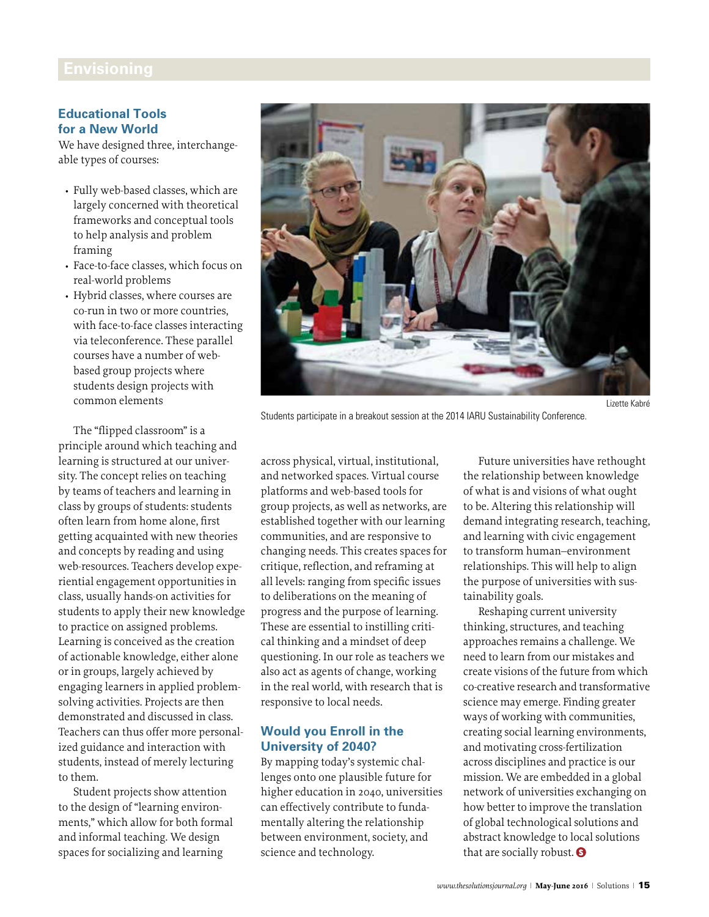## Educational Tools for a New World

We have designed three, interchangeable types of courses:

- Fully web-based classes, which are largely concerned with theoretical frameworks and conceptual tools to help analysis and problem framing
- Face-to-face classes, which focus on real-world problems
- Hybrid classes, where courses are co-run in two or more countries, with face-to-face classes interacting via teleconference. These parallel courses have a number of web-based group projects where students design projects with common elements

The "flipped classroom" is a principle around which teaching and learning is structured at our university. The concept relies on teaching by teams of teachers and learning in class by groups of students: students often learn from home alone, first getting acquainted with new theories and concepts by reading and using web-resources. Teachers develop experiential engagement opportunities in class, usually hands-on activities for students to apply their new knowledge to practice on assigned problems. Learning is conceived as the creation of actionable knowledge, either alone or in groups, largely achieved by engaging learners in applied problem-solving activities. Projects are then demonstrated and discussed in class. Teachers can thus offer more personalized guidance and interaction with students, instead of merely lecturing to them.

Student projects show attention to the design of "learning environments," which allow for both formal and informal teaching. We design spaces for socializing and learning across physical, virtual, institutional, and networked spaces. Virtual course platforms and web-based tools for group projects, as well as networks, are established together with our learning communities, and are responsive to changing needs. This creates spaces for critique, reflection, and reframing at all levels: ranging from specific issues to deliberations on the meaning of progress and the purpose of learning. These are essential to instilling critical thinking and a mindset of deep questioning. In our role as teachers we also act as agents of change, working in the real world, with research that is responsive to local needs.

Lizette Kabré

Students participate in a breakout session at the 2014 IARU Sustainability Conference.

## Would you Enroll in the University of 2040?

By mapping today's systemic challenges onto one plausible future for higher education in 2040, universities can effectively contribute to fundamentally altering the relationship between environment, society, and science and technology.

Future universities have rethought the relationship between knowledge of what is and visions of what ought to be. Altering this relationship will demand integrating research, teaching, and learning with civic engagement to transform human–environment relationships. This will help to align the purpose of universities with sustainability goals.

Reshaping current university thinking, structures, and teaching approaches remains a challenge. We need to learn from our mistakes and create visions of the future from which co-creative research and transformative science may emerge. Finding greater ways of working with communities, creating social learning environments, and motivating cross-fertilization across disciplines and practice is our mission. We are embedded in a global network of universities exchanging on how better to improve the translation of global technological solutions and abstract knowledge to local solutions that are socially robust.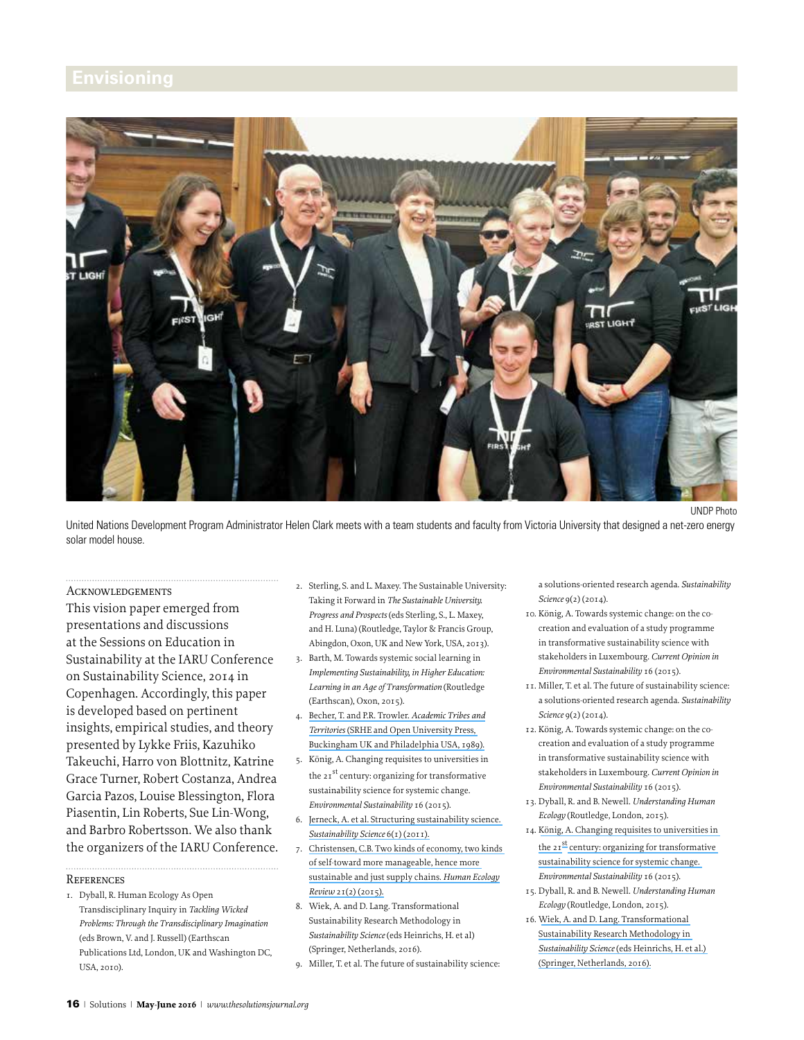## Envisioning

UNDP Photo

United Nations Development Program Administrator Helen Clark meets with a team students and faculty from Victoria University that designed a net-zero energy solar model house.

### Acknowledgements

This vision paper emerged from presentations and discussions at the Sessions on Education in Sustainability at the IARU Conference on Sustainability Science, 2014 in Copenhagen. Accordingly, this paper is developed based on pertinent insights, empirical studies, and theory presented by Lykke Friis, Kazuhiko Takeuchi, Harro von Blottnitz, Katrine Grace Turner, Robert Costanza, Andrea Garcia Pazos, Louise Blessington, Flora Piasentin, Lin Roberts, Sue Lin-Wong, and Barbro Robertsson. We also thank the organizers of the IARU Conference.

### References

1. Dyball, R. Human Ecology As Open Transdisciplinary Inquiry in *Tackling Wicked Problems: Through the Transdisciplinary Imagination* (eds Brown, V. and J. Russell) (Earthscan Publications Ltd, London, UK and Washington DC, USA, 2010).
2. Sterling, S. and L. Maxey. The Sustainable University: Taking it Forward in *The Sustainable University. Progress and Prospects* (eds Sterling, S., L. Maxey, and H. Luna) (Routledge, Taylor & Francis Group, Abingdon, Oxon, UK and New York, USA, 2013).
3. Barth, M. Towards systemic social learning in *Implementing Sustainability, in Higher Education: Learning in an Age of Transformation* (Routledge (Earthscan), Oxon, 2015).
4. Becher, T. and P.R. Trowler. *Academic Tribes and Territories* (SRHE and Open University Press, Buckingham UK and Philadelphia USA, 1989).
5. König, A. Changing requisites to universities in the 21st century: organizing for transformative sustainability science for systemic change. *Environmental Sustainability* 16 (2015).
6. Jerneck, A. et al. Structuring sustainability science. *Sustainability Science* 6(1) (2011).
7. Christensen, C.B. Two kinds of economy, two kinds of self-toward more manageable, hence more sustainable and just supply chains. *Human Ecology Review* 21(2) (2015).
8. Wiek, A. and D. Lang. Transformational Sustainability Research Methodology in *Sustainability Science* (eds Heinrichs, H. et al) (Springer, Netherlands, 2016).
9. Miller, T. et al. The future of sustainability science: a solutions-oriented research agenda. *Sustainability Science* 9(2) (2014).
10. König, A. Towards systemic change: on the co-creation and evaluation of a study programme in transformative sustainability science with stakeholders in Luxembourg. *Current Opinion in Environmental Sustainability* 16 (2015).
11. Miller, T. et al. The future of sustainability science: a solutions-oriented research agenda. *Sustainability Science* 9(2) (2014).
12. König, A. Towards systemic change: on the co-creation and evaluation of a study programme in transformative sustainability science with stakeholders in Luxembourg. *Current Opinion in Environmental Sustainability* 16 (2015).
13. Dyball, R. and B. Newell. *Understanding Human Ecology* (Routledge, London, 2015).
14. König, A. Changing requisites to universities in the 21st century: organizing for transformative sustainability science for systemic change. *Environmental Sustainability* 16 (2015).
15. Dyball, R. and B. Newell. *Understanding Human Ecology* (Routledge, London, 2015).
16. Wiek, A. and D. Lang. Transformational Sustainability Research Methodology in *Sustainability Science* (eds Heinrichs, H. et al.) (Springer, Netherlands, 2016).